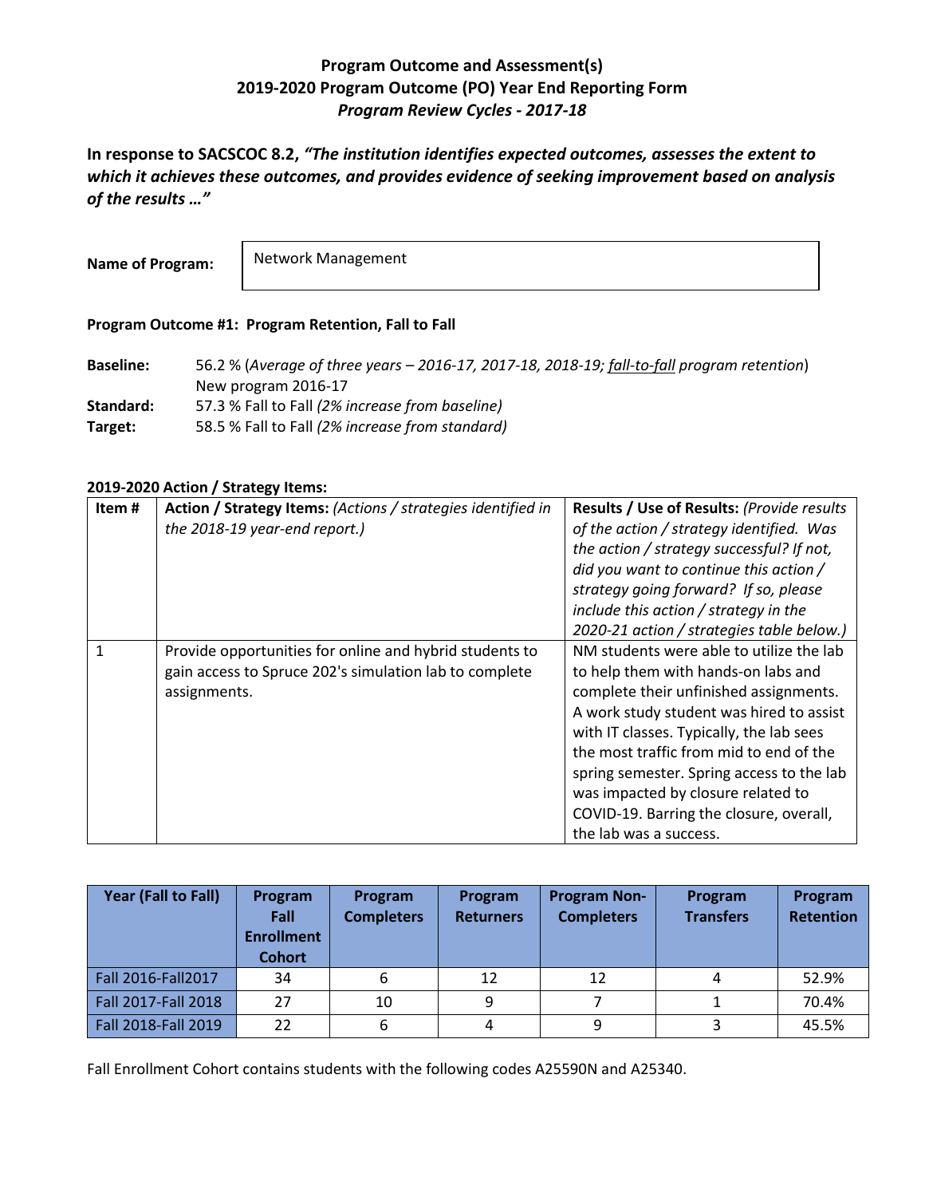# Program Outcome and Assessment(s)
## 2019-2020 Program Outcome (PO) Year End Reporting Form
### *Program Review Cycles - 2017-18*

**In response to SACSCOC 8.2, *"The institution identifies expected outcomes, assesses the extent to which it achieves these outcomes, and provides evidence of seeking improvement based on analysis of the results …"***

**Name of Program:** Network Management

**Program Outcome #1: Program Retention, Fall to Fall**

**Baseline:** 56.2 % (*Average of three years – 2016-17, 2017-18, 2018-19; fall-to-fall program retention*)
New program 2016-17

**Standard:** 57.3 % Fall to Fall *(2% increase from baseline)*

**Target:** 58.5 % Fall to Fall *(2% increase from standard)*

**2019-2020 Action / Strategy Items:**

| Item # | **Action / Strategy Items:** *(Actions / strategies identified in the 2018-19 year-end report.)* | **Results / Use of Results:** *(Provide results of the action / strategy identified. Was the action / strategy successful? If not, did you want to continue this action / strategy going forward? If so, please include this action / strategy in the 2020-21 action / strategies table below.)* |
|---|---|---|
| 1 | Provide opportunities for online and hybrid students to gain access to Spruce 202's simulation lab to complete assignments. | NM students were able to utilize the lab to help them with hands-on labs and complete their unfinished assignments. A work study student was hired to assist with IT classes. Typically, the lab sees the most traffic from mid to end of the spring semester. Spring access to the lab was impacted by closure related to COVID-19. Barring the closure, overall, the lab was a success. |

| Year (Fall to Fall) | Program Fall Enrollment Cohort | Program Completers | Program Returners | Program Non-Completers | Program Transfers | Program Retention |
|---|---|---|---|---|---|---|
| Fall 2016-Fall2017 | 34 | 6 | 12 | 12 | 4 | 52.9% |
| Fall 2017-Fall 2018 | 27 | 10 | 9 | 7 | 1 | 70.4% |
| Fall 2018-Fall 2019 | 22 | 6 | 4 | 9 | 3 | 45.5% |

Fall Enrollment Cohort contains students with the following codes A25590N and A25340.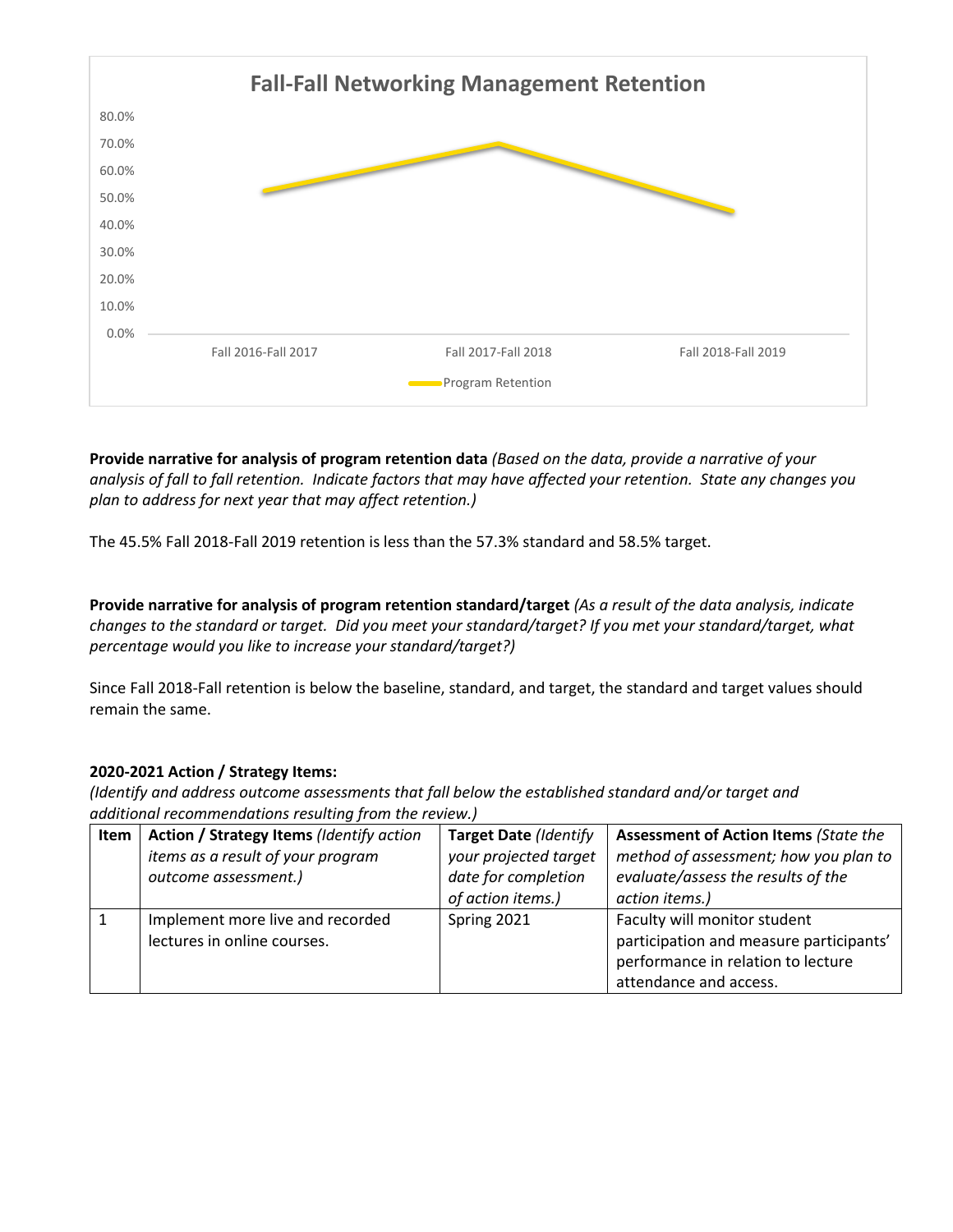Fall-Fall Networking Management Retention

80.0%
70.0%
60.0%
50.0%
40.0%
30.0%
20.0%
10.0%
0.0%

Fall 2016-Fall 2017
Fall 2017-Fall 2018
Fall 2018-Fall 2019

Program Retention

**Provide narrative for analysis of program retention data** *(Based on the data, provide a narrative of your analysis of fall to fall retention. Indicate factors that may have affected your retention. State any changes you plan to address for next year that may affect retention.)*

The 45.5% Fall 2018-Fall 2019 retention is less than the 57.3% standard and 58.5% target.

**Provide narrative for analysis of program retention standard/target** *(As a result of the data analysis, indicate changes to the standard or target. Did you meet your standard/target? If you met your standard/target, what percentage would you like to increase your standard/target?)*

Since Fall 2018-Fall retention is below the baseline, standard, and target, the standard and target values should remain the same.

**2020-2021 Action / Strategy Items:**

*(Identify and address outcome assessments that fall below the established standard and/or target and additional recommendations resulting from the review.)*

| Item | **Action / Strategy Items** *(Identify action items as a result of your program outcome assessment.)* | **Target Date** *(Identify your projected target date for completion of action items.)* | **Assessment of Action Items** *(State the method of assessment; how you plan to evaluate/assess the results of the action items.)* |
|---|---|---|---|
| 1 | Implement more live and recorded lectures in online courses. | Spring 2021 | Faculty will monitor student participation and measure participants' performance in relation to lecture attendance and access. |